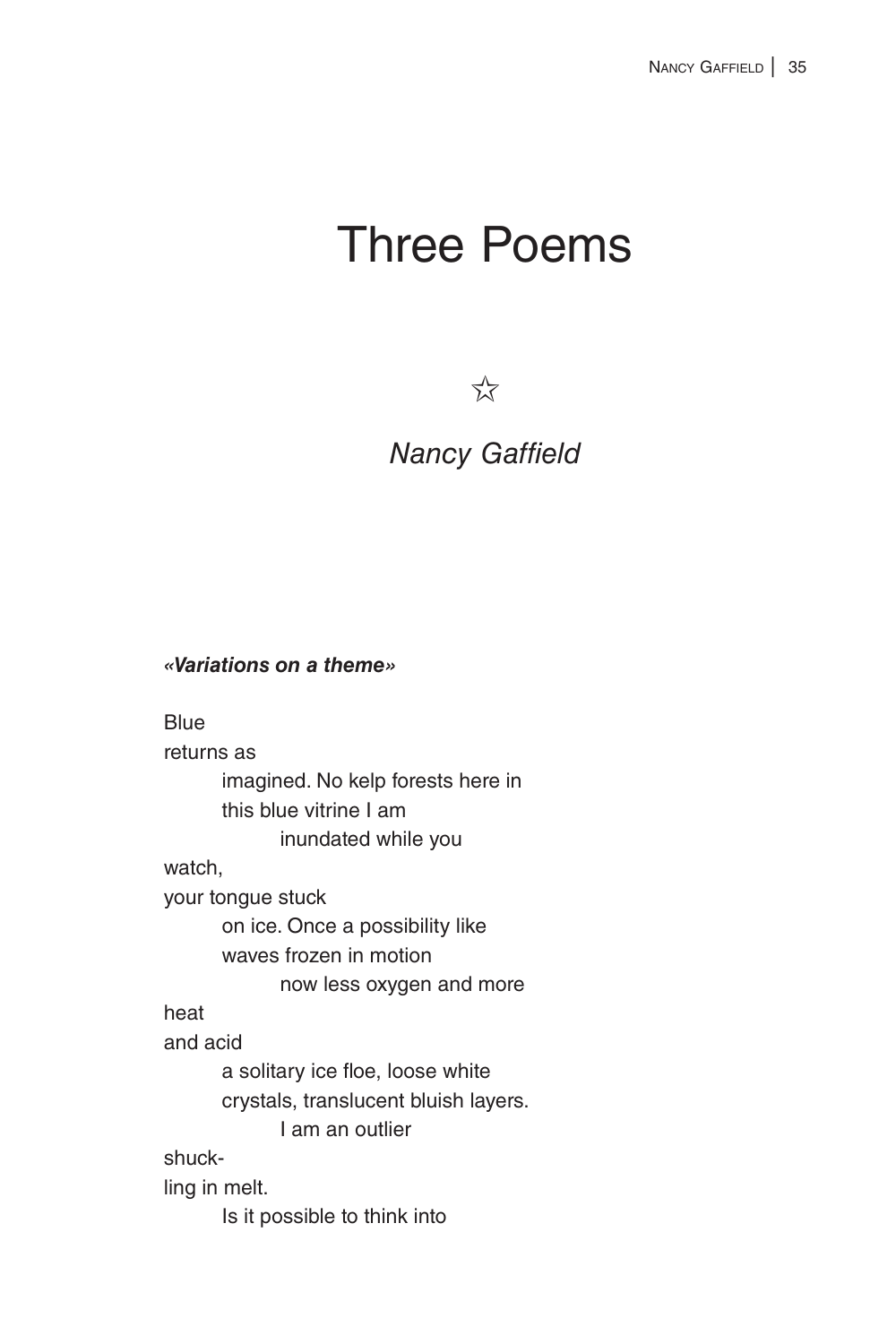# Three Poems

☆

*Nancy Gaffield*

***«Variations on a theme»***

Blue  
returns as  
&nbsp;&nbsp;&nbsp;&nbsp;&nbsp;&nbsp;&nbsp;&nbsp;imagined. No kelp forests here in  
&nbsp;&nbsp;&nbsp;&nbsp;&nbsp;&nbsp;&nbsp;&nbsp;this blue vitrine I am  
&nbsp;&nbsp;&nbsp;&nbsp;&nbsp;&nbsp;&nbsp;&nbsp;&nbsp;&nbsp;&nbsp;&nbsp;&nbsp;&nbsp;&nbsp;&nbsp;inundated while you  
watch,  
your tongue stuck  
&nbsp;&nbsp;&nbsp;&nbsp;&nbsp;&nbsp;&nbsp;&nbsp;on ice. Once a possibility like  
&nbsp;&nbsp;&nbsp;&nbsp;&nbsp;&nbsp;&nbsp;&nbsp;waves frozen in motion  
&nbsp;&nbsp;&nbsp;&nbsp;&nbsp;&nbsp;&nbsp;&nbsp;&nbsp;&nbsp;&nbsp;&nbsp;&nbsp;&nbsp;&nbsp;&nbsp;now less oxygen and more  
heat  
and acid  
&nbsp;&nbsp;&nbsp;&nbsp;&nbsp;&nbsp;&nbsp;&nbsp;a solitary ice floe, loose white  
&nbsp;&nbsp;&nbsp;&nbsp;&nbsp;&nbsp;&nbsp;&nbsp;crystals, translucent bluish layers.  
&nbsp;&nbsp;&nbsp;&nbsp;&nbsp;&nbsp;&nbsp;&nbsp;&nbsp;&nbsp;&nbsp;&nbsp;&nbsp;&nbsp;&nbsp;&nbsp;I am an outlier  
shuck-  
ling in melt.  
&nbsp;&nbsp;&nbsp;&nbsp;&nbsp;&nbsp;&nbsp;&nbsp;Is it possible to think into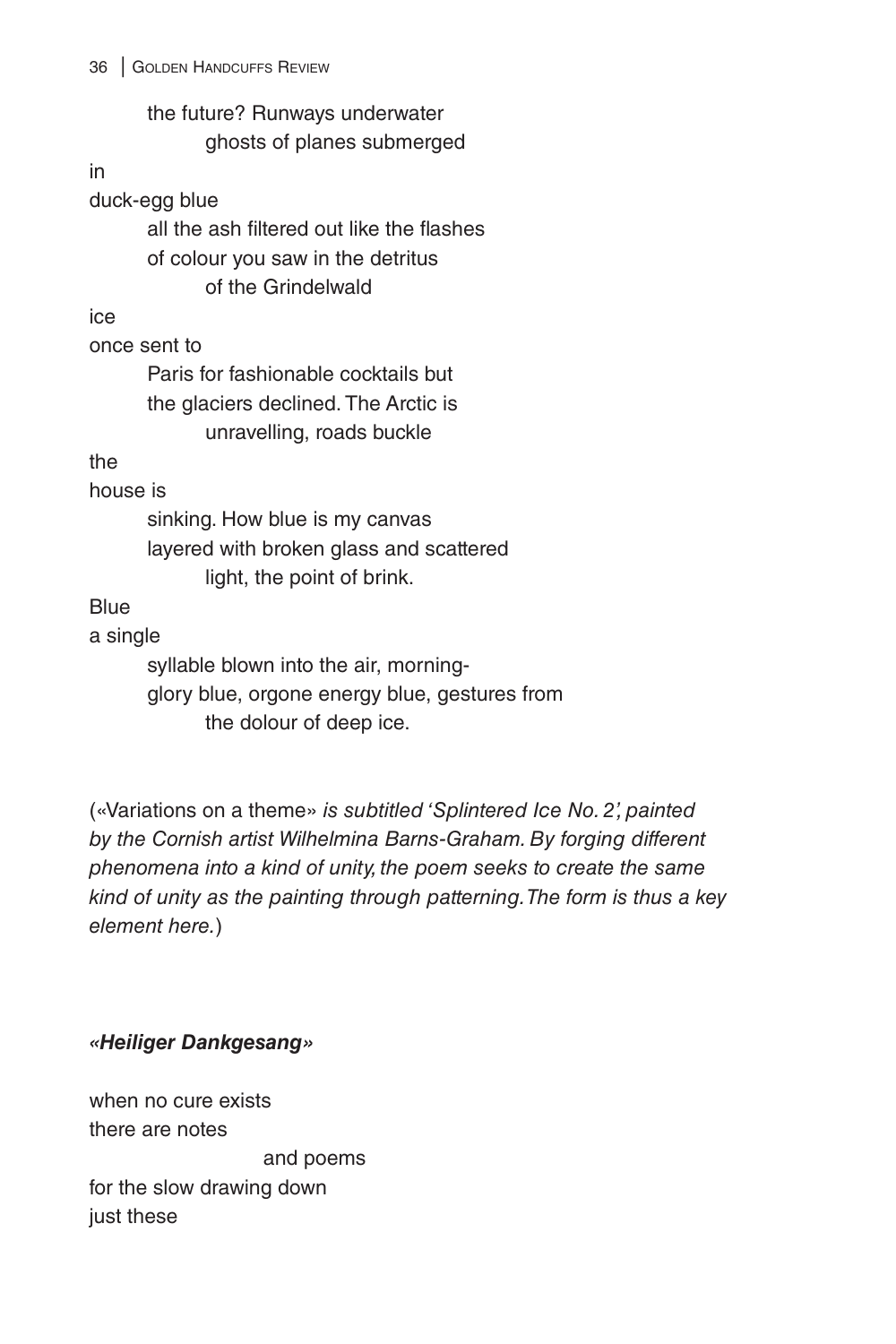the future? Runways underwater
ghosts of planes submerged

in
duck-egg blue
all the ash filtered out like the flashes
of colour you saw in the detritus
of the Grindelwald

ice
once sent to
Paris for fashionable cocktails but
the glaciers declined. The Arctic is
unravelling, roads buckle

the
house is
sinking. How blue is my canvas
layered with broken glass and scattered
light, the point of brink.

Blue
a single
syllable blown into the air, morning-
glory blue, orgone energy blue, gestures from
the dolour of deep ice.

(«Variations on a theme» *is subtitled 'Splintered Ice No. 2', painted by the Cornish artist Wilhelmina Barns-Graham. By forging different phenomena into a kind of unity, the poem seeks to create the same kind of unity as the painting through patterning. The form is thus a key element here.*)

***«Heiliger Dankgesang»***

when no cure exists
there are notes
and poems
for the slow drawing down
just these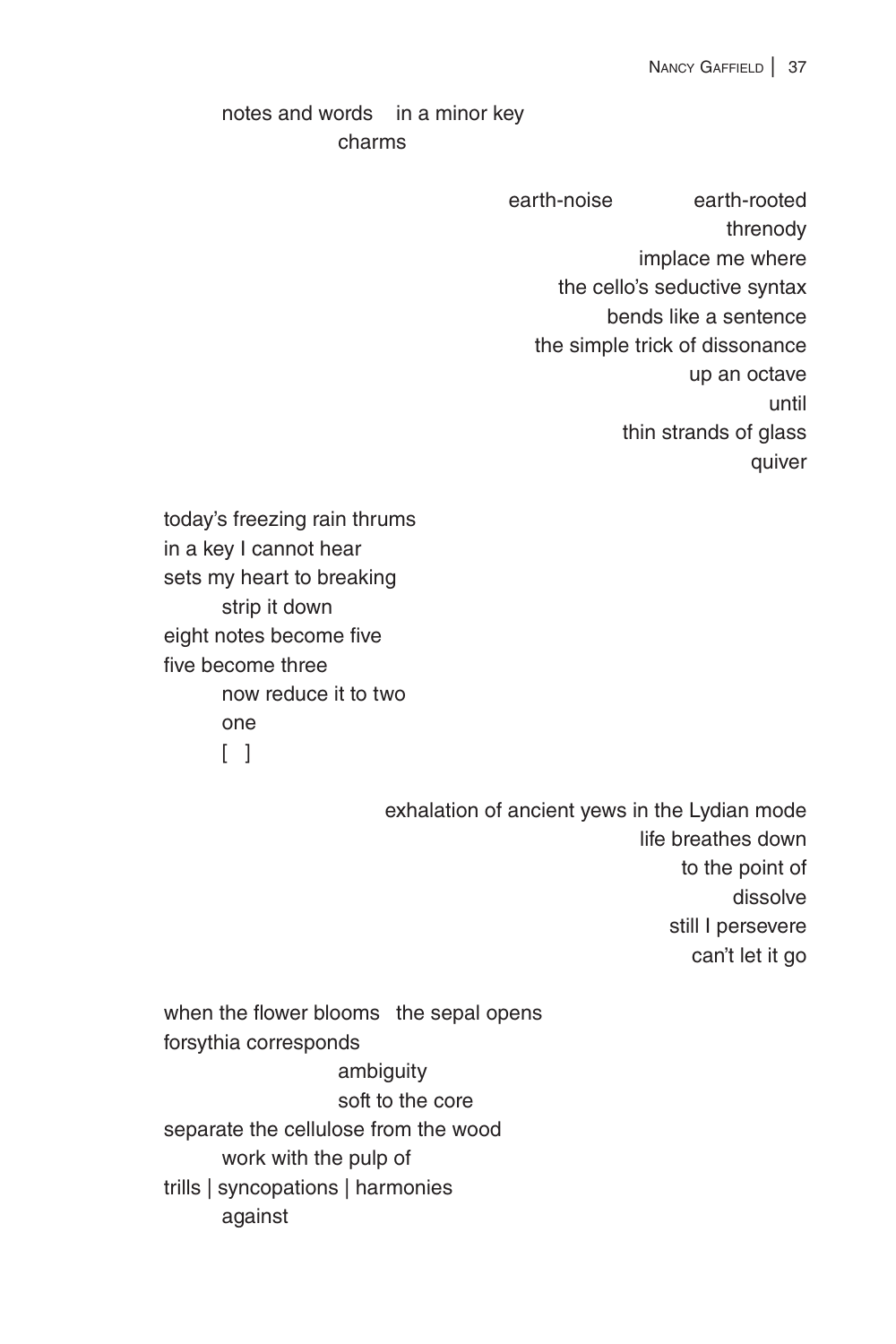notes and words    in a minor key
                    charms

earth-noise          earth-rooted
threnody
implace me where
the cello's seductive syntax
bends like a sentence
the simple trick of dissonance
up an octave
until
thin strands of glass
quiver

today's freezing rain thrums
in a key I cannot hear
sets my heart to breaking
        strip it down
eight notes become five
five become three
        now reduce it to two
        one
        [  ]

exhalation of ancient yews in the Lydian mode
life breathes down
to the point of
dissolve
still I persevere
can't let it go

when the flower blooms   the sepal opens
forsythia corresponds
                    ambiguity
                    soft to the core
separate the cellulose from the wood
        work with the pulp of
trills | syncopations | harmonies
        against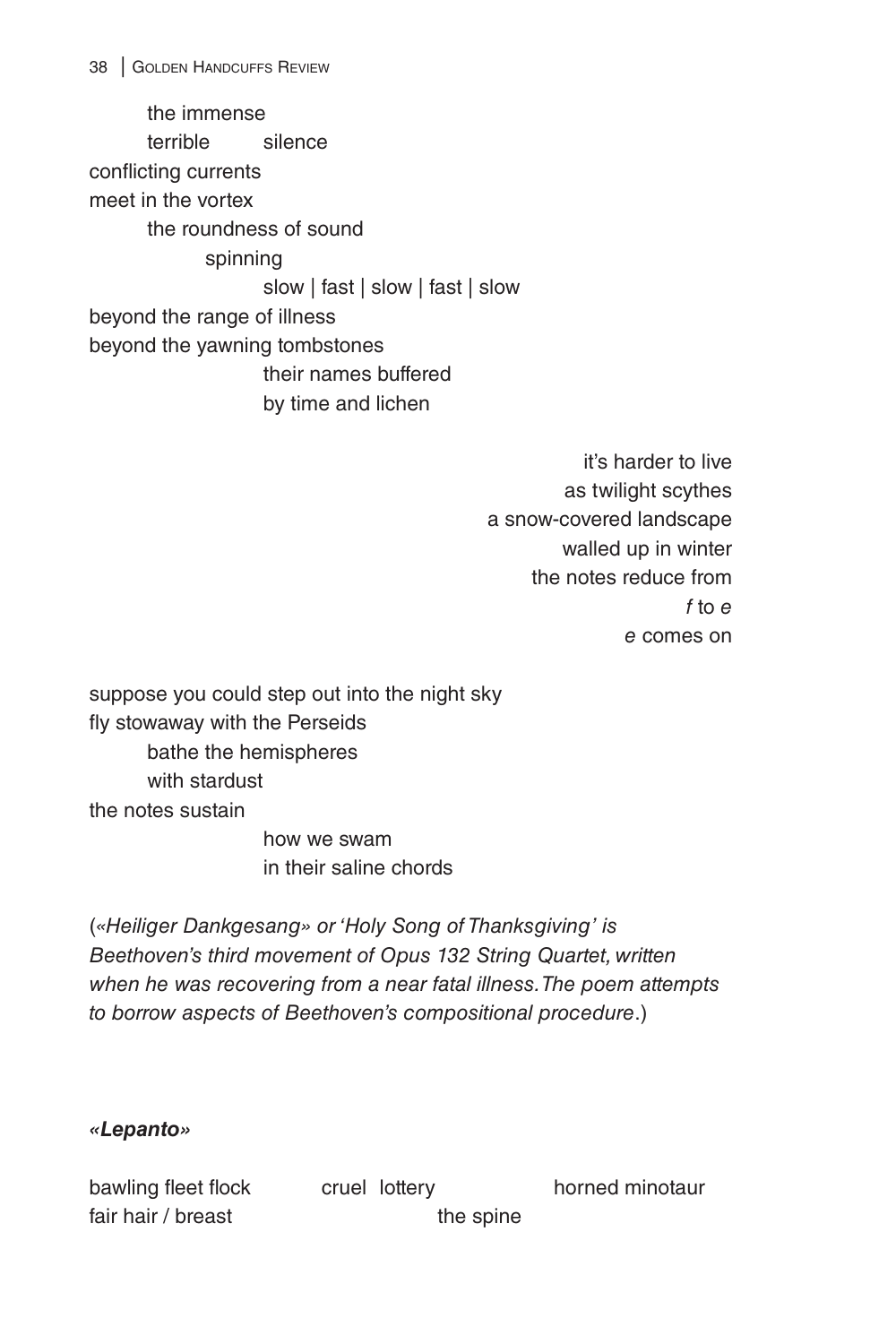the immense
terrible silence
conflicting currents
meet in the vortex
the roundness of sound
spinning
slow | fast | slow | fast | slow
beyond the range of illness
beyond the yawning tombstones
their names buffered
by time and lichen

it's harder to live
as twilight scythes
a snow-covered landscape
walled up in winter
the notes reduce from
*f* to *e*
*e* comes on

suppose you could step out into the night sky
fly stowaway with the Perseids
bathe the hemispheres
with stardust
the notes sustain
how we swam
in their saline chords

(*«Heiliger Dankgesang» or 'Holy Song of Thanksgiving' is Beethoven's third movement of Opus 132 String Quartet, written when he was recovering from a near fatal illness. The poem attempts to borrow aspects of Beethoven's compositional procedure*.)

***«Lepanto»***

bawling fleet flock cruel lottery horned minotaur
fair hair / breast the spine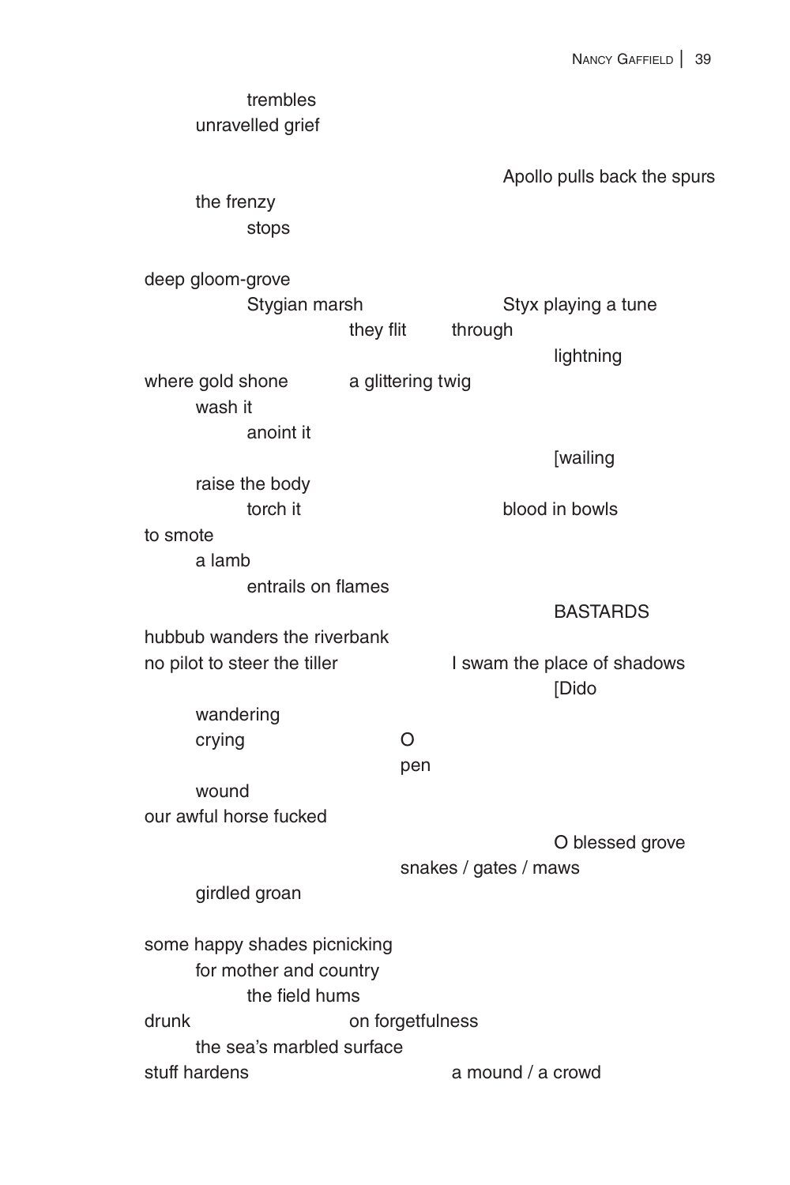trembles
unravelled grief

Apollo pulls back the spurs

the frenzy
stops

deep gloom-grove
Stygian marsh Styx playing a tune
they flit through
lightning
where gold shone a glittering twig
wash it
anoint it
[wailing
raise the body
torch it blood in bowls
to smote
a lamb
entrails on flames
BASTARDS
hubbub wanders the riverbank
no pilot to steer the tiller I swam the place of shadows
[Dido
wandering
crying O
pen
wound
our awful horse fucked
O blessed grove
snakes / gates / maws
girdled groan

some happy shades picnicking
for mother and country
the field hums
drunk on forgetfulness
the sea's marbled surface
stuff hardens a mound / a crowd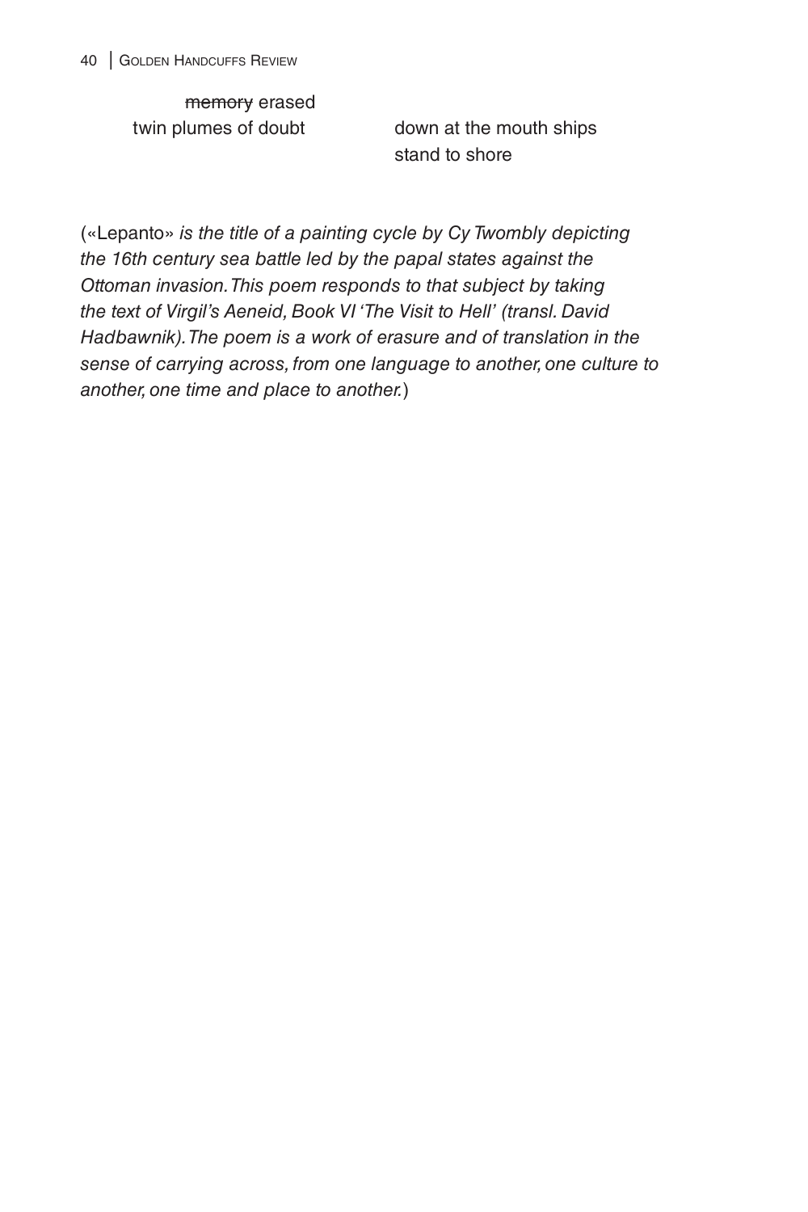~~memory~~ erased

twin plumes of doubt          down at the mouth ships
                              stand to shore

(«Lepanto» *is the title of a painting cycle by Cy Twombly depicting the 16th century sea battle led by the papal states against the Ottoman invasion. This poem responds to that subject by taking the text of Virgil's Aeneid, Book VI 'The Visit to Hell' (transl. David Hadbawnik). The poem is a work of erasure and of translation in the sense of carrying across, from one language to another, one culture to another, one time and place to another.*)